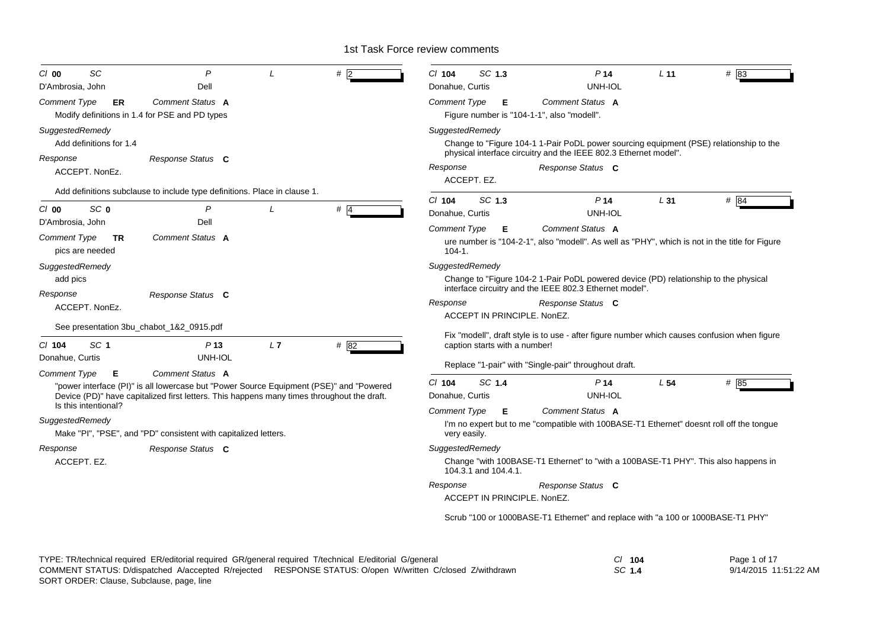# 1st Task Force review comments

**Cl** 00 **SC** **P** **L** **#** 2

D'Ambrosia, John — Dell

*Comment Type* **ER** *Comment Status* **A**

Modify definitions in 1.4 for PSE and PD types

*SuggestedRemedy*

Add definitions for 1.4

*Response* *Response Status* **C**

ACCEPT. NonEz.

Add definitions subclause to include type definitions. Place in clause 1.

---

**Cl** 00 **SC** 0 **P** **L** **#** 4

D'Ambrosia, John — Dell

*Comment Type* **TR** *Comment Status* **A**

pics are needed

*SuggestedRemedy*

add pics

*Response* *Response Status* **C**

ACCEPT. NonEz.

See presentation 3bu_chabot_1&2_0915.pdf

---

**Cl** 104 **SC** 1 **P** 13 **L** 7 **#** 82

Donahue, Curtis — UNH-IOL

*Comment Type* **E** *Comment Status* **A**

"power interface (PI)" is all lowercase but "Power Source Equipment (PSE)" and "Powered Device (PD)" have capitalized first letters. This happens many times throughout the draft. Is this intentional?

*SuggestedRemedy*

Make "PI", "PSE", and "PD" consistent with capitalized letters.

*Response* *Response Status* **C**

ACCEPT. EZ.

---

**Cl** 104 **SC** 1.3 **P** 14 **L** 11 **#** 83

Donahue, Curtis — UNH-IOL

*Comment Type* **E** *Comment Status* **A**

Figure number is "104-1-1", also "modell".

*SuggestedRemedy*

Change to "Figure 104-1 1-Pair PoDL power sourcing equipment (PSE) relationship to the physical interface circuitry and the IEEE 802.3 Ethernet model".

*Response* *Response Status* **C**

ACCEPT. EZ.

---

**Cl** 104 **SC** 1.3 **P** 14 **L** 31 **#** 84

Donahue, Curtis — UNH-IOL

*Comment Type* **E** *Comment Status* **A**

ure number is "104-2-1", also "modell". As well as "PHY", which is not in the title for Figure 104-1.

*SuggestedRemedy*

Change to "Figure 104-2 1-Pair PoDL powered device (PD) relationship to the physical interface circuitry and the IEEE 802.3 Ethernet model".

*Response* *Response Status* **C**

ACCEPT IN PRINCIPLE. NonEZ.

Fix "modell", draft style is to use - after figure number which causes confusion when figure caption starts with a number!

Replace "1-pair" with "Single-pair" throughout draft.

---

**Cl** 104 **SC** 1.4 **P** 14 **L** 54 **#** 85

Donahue, Curtis — UNH-IOL

*Comment Type* **E** *Comment Status* **A**

I'm no expert but to me "compatible with 100BASE-T1 Ethernet" doesnt roll off the tongue very easily.

*SuggestedRemedy*

Change "with 100BASE-T1 Ethernet" to "with a 100BASE-T1 PHY". This also happens in 104.3.1 and 104.4.1.

*Response* *Response Status* **C**

ACCEPT IN PRINCIPLE. NonEZ.

Scrub "100 or 1000BASE-T1 Ethernet" and replace with "a 100 or 1000BASE-T1 PHY"

---

TYPE: TR/technical required ER/editorial required GR/general required T/technical E/editorial G/general
COMMENT STATUS: D/dispatched A/accepted R/rejected RESPONSE STATUS: O/open W/written C/closed Z/withdrawn
SORT ORDER: Clause, Subclause, page, line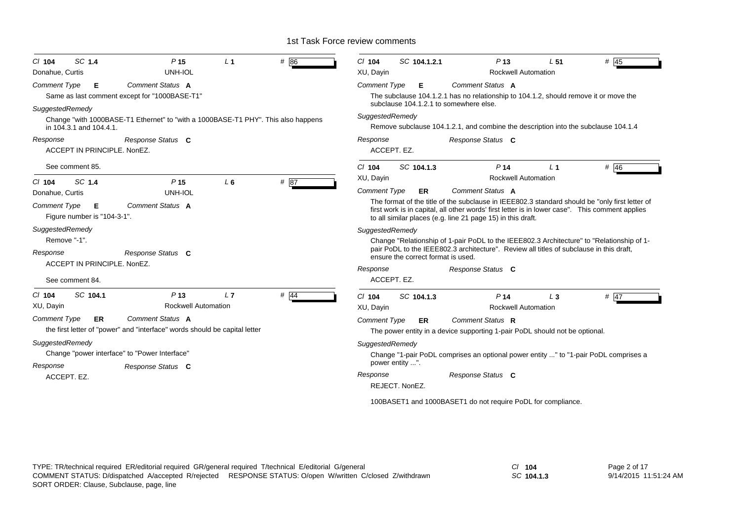| Cl | SC | P | L | # | Name | Affiliation |
|---|---|---|---|---|---|---|
| 104 | 1.4 | 15 | 1 | 86 | Donahue, Curtis | UNH-IOL |

**Comment Type** E **Comment Status** A

Same as last comment except for "1000BASE-T1"

*SuggestedRemedy*

Change "with 1000BASE-T1 Ethernet" to "with a 1000BASE-T1 PHY". This also happens in 104.3.1 and 104.4.1.

**Response** **Response Status** C

ACCEPT IN PRINCIPLE. NonEZ.

See comment 85.

---

| Cl | SC | P | L | # | Name | Affiliation |
|---|---|---|---|---|---|---|
| 104 | 1.4 | 15 | 6 | 87 | Donahue, Curtis | UNH-IOL |

**Comment Type** E **Comment Status** A

Figure number is "104-3-1".

*SuggestedRemedy*

Remove "-1".

**Response** **Response Status** C

ACCEPT IN PRINCIPLE. NonEZ.

See comment 84.

---

| Cl | SC | P | L | # | Name | Affiliation |
|---|---|---|---|---|---|---|
| 104 | 104.1 | 13 | 7 | 44 | XU, Dayin | Rockwell Automation |

**Comment Type** ER **Comment Status** A

the first letter of "power" and "interface" words should be capital letter

*SuggestedRemedy*

Change "power interface" to "Power Interface"

**Response** **Response Status** C

ACCEPT. EZ.

---

| Cl | SC | P | L | # | Name | Affiliation |
|---|---|---|---|---|---|---|
| 104 | 104.1.2.1 | 13 | 51 | 45 | XU, Dayin | Rockwell Automation |

**Comment Type** E **Comment Status** A

The subclause 104.1.2.1 has no relationship to 104.1.2, should remove it or move the subclause 104.1.2.1 to somewhere else.

*SuggestedRemedy*

Remove subclause 104.1.2.1, and combine the description into the subclause 104.1.4

**Response** **Response Status** C

ACCEPT. EZ.

---

| Cl | SC | P | L | # | Name | Affiliation |
|---|---|---|---|---|---|---|
| 104 | 104.1.3 | 14 | 1 | 46 | XU, Dayin | Rockwell Automation |

**Comment Type** ER **Comment Status** A

The format of the title of the subclause in IEEE802.3 standard should be "only first letter of first work is in capital, all other words' first letter is in lower case". This comment applies to all similar places (e.g. line 21 page 15) in this draft.

*SuggestedRemedy*

Change "Relationship of 1-pair PoDL to the IEEE802.3 Architecture" to "Relationship of 1-pair PoDL to the IEEE802.3 architecture". Review all titles of subclause in this draft, ensure the correct format is used.

**Response** **Response Status** C

ACCEPT. EZ.

---

| Cl | SC | P | L | # | Name | Affiliation |
|---|---|---|---|---|---|---|
| 104 | 104.1.3 | 14 | 3 | 47 | XU, Dayin | Rockwell Automation |

**Comment Type** ER **Comment Status** R

The power entity in a device supporting 1-pair PoDL should not be optional.

*SuggestedRemedy*

Change "1-pair PoDL comprises an optional power entity ..." to "1-pair PoDL comprises a power entity ...".

**Response** **Response Status** C

REJECT. NonEZ.

100BASET1 and 1000BASET1 do not require PoDL for compliance.

---

TYPE: TR/technical required ER/editorial required GR/general required T/technical E/editorial G/general
COMMENT STATUS: D/dispatched A/accepted R/rejected RESPONSE STATUS: O/open W/written C/closed Z/withdrawn
SORT ORDER: Clause, Subclause, page, line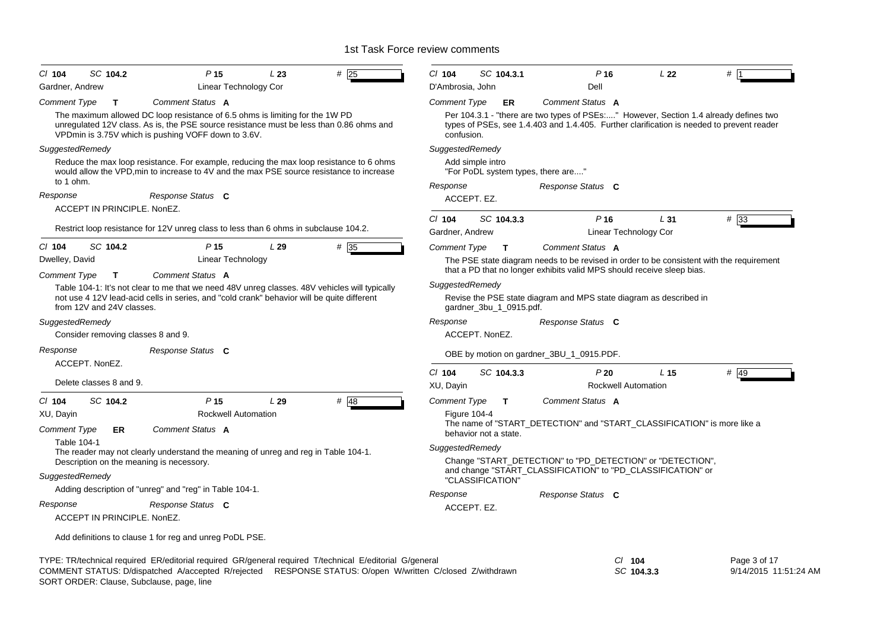# 1st Task Force review comments

---

**Cl** 104 **SC** 104.2 **P** 15 **L** 23 **#** 25

Gardner, Andrew — Linear Technology Cor

*Comment Type* **T** *Comment Status* **A**

The maximum allowed DC loop resistance of 6.5 ohms is limiting for the 1W PD unregulated 12V class. As is, the PSE source resistance must be less than 0.86 ohms and VPDmin is 3.75V which is pushing VOFF down to 3.6V.

*SuggestedRemedy*

Reduce the max loop resistance. For example, reducing the max loop resistance to 6 ohms would allow the VPD,min to increase to 4V and the max PSE source resistance to increase to 1 ohm.

*Response* *Response Status* **C**

ACCEPT IN PRINCIPLE. NonEZ.

Restrict loop resistance for 12V unreg class to less than 6 ohms in subclause 104.2.

---

**Cl** 104 **SC** 104.2 **P** 15 **L** 29 **#** 35

Dwelley, David — Linear Technology

*Comment Type* **T** *Comment Status* **A**

Table 104-1: It's not clear to me that we need 48V unreg classes. 48V vehicles will typically not use 4 12V lead-acid cells in series, and "cold crank" behavior will be quite different from 12V and 24V classes.

*SuggestedRemedy*

Consider removing classes 8 and 9.

*Response* *Response Status* **C**

ACCEPT. NonEZ.

Delete classes 8 and 9.

---

**Cl** 104 **SC** 104.2 **P** 15 **L** 29 **#** 48

XU, Dayin — Rockwell Automation

*Comment Type* **ER** *Comment Status* **A**

Table 104-1
The reader may not clearly understand the meaning of unreg and reg in Table 104-1. Description on the meaning is necessary.

*SuggestedRemedy*

Adding description of "unreg" and "reg" in Table 104-1.

*Response* *Response Status* **C**

ACCEPT IN PRINCIPLE. NonEZ.

Add definitions to clause 1 for reg and unreg PoDL PSE.

---

**Cl** 104 **SC** 104.3.1 **P** 16 **L** 22 **#** 1

D'Ambrosia, John — Dell

*Comment Type* **ER** *Comment Status* **A**

Per 104.3.1 - "there are two types of PSEs:...." However, Section 1.4 already defines two types of PSEs, see 1.4.403 and 1.4.405. Further clarification is needed to prevent reader confusion.

*SuggestedRemedy*

Add simple intro
"For PoDL system types, there are...."

*Response* *Response Status* **C**

ACCEPT. EZ.

---

**Cl** 104 **SC** 104.3.3 **P** 16 **L** 31 **#** 33

Gardner, Andrew — Linear Technology Cor

*Comment Type* **T** *Comment Status* **A**

The PSE state diagram needs to be revised in order to be consistent with the requirement that a PD that no longer exhibits valid MPS should receive sleep bias.

*SuggestedRemedy*

Revise the PSE state diagram and MPS state diagram as described in gardner_3bu_1_0915.pdf.

*Response* *Response Status* **C**

ACCEPT. NonEZ.

OBE by motion on gardner_3BU_1_0915.PDF.

---

**Cl** 104 **SC** 104.3.3 **P** 20 **L** 15 **#** 49

XU, Dayin — Rockwell Automation

*Comment Type* **T** *Comment Status* **A**

Figure 104-4
The name of "START_DETECTION" and "START_CLASSIFICATION" is more like a behavior not a state.

*SuggestedRemedy*

Change "START_DETECTION" to "PD_DETECTION" or "DETECTION", and change "START_CLASSIFICATION" to "PD_CLASSIFICATION" or "CLASSIFICATION"

*Response* *Response Status* **C**

ACCEPT. EZ.

---

TYPE: TR/technical required ER/editorial required GR/general required T/technical E/editorial G/general
COMMENT STATUS: D/dispatched A/accepted R/rejected RESPONSE STATUS: O/open W/written C/closed Z/withdrawn
SORT ORDER: Clause, Subclause, page, line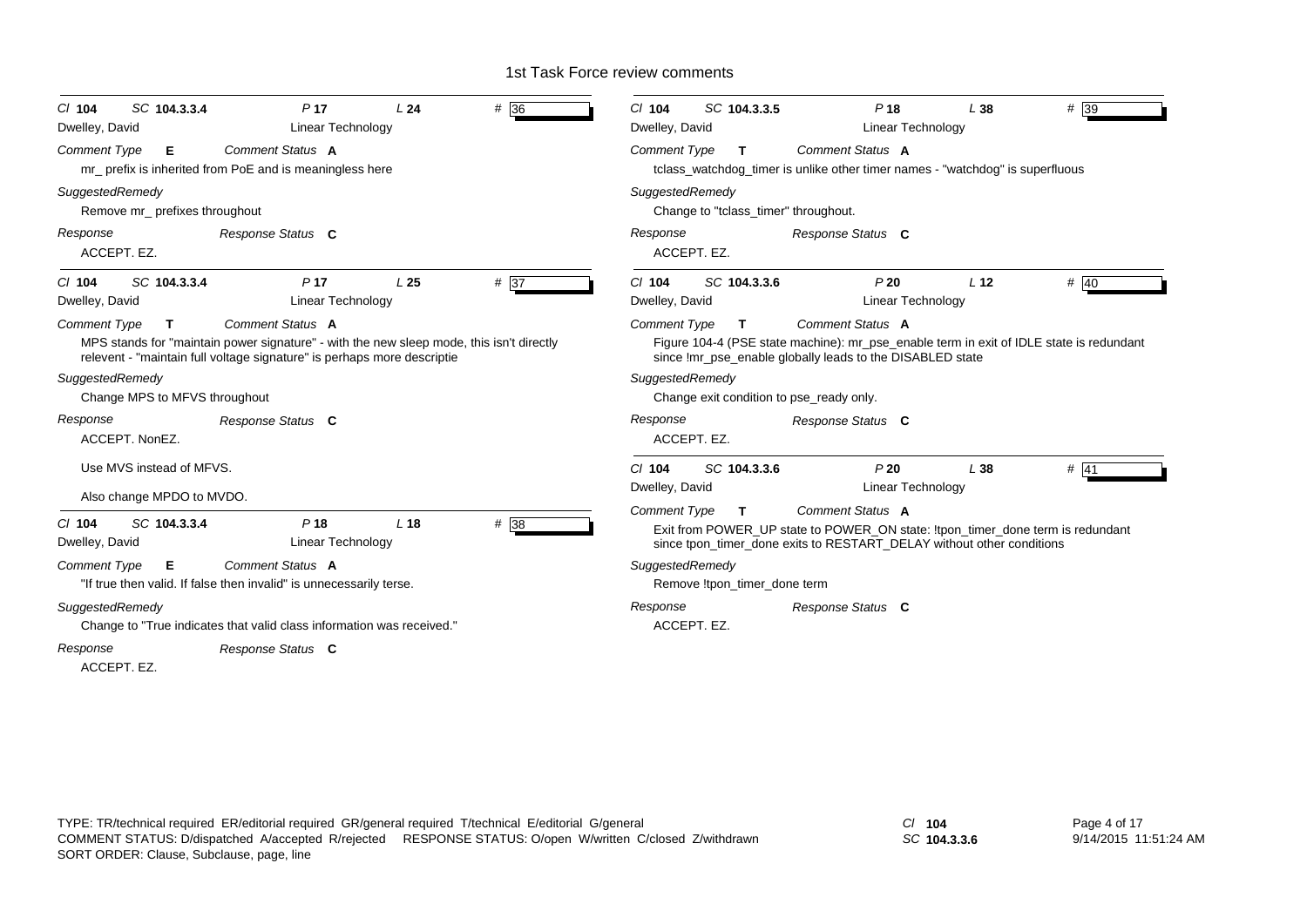Cl **104** SC **104.3.3.4** P **17** L **24** # 36

Dwelley, David — Linear Technology

*Comment Type* **E** *Comment Status* **A**

mr_ prefix is inherited from PoE and is meaningless here

*SuggestedRemedy*

Remove mr_ prefixes throughout

*Response* *Response Status* **C**

ACCEPT. EZ.

---

Cl **104** SC **104.3.3.4** P **17** L **25** # 37

Dwelley, David — Linear Technology

*Comment Type* **T** *Comment Status* **A**

MPS stands for "maintain power signature" - with the new sleep mode, this isn't directly relevent - "maintain full voltage signature" is perhaps more descriptie

*SuggestedRemedy*

Change MPS to MFVS throughout

*Response* *Response Status* **C**

ACCEPT. NonEZ.

Use MVS instead of MFVS.

Also change MPDO to MVDO.

---

Cl **104** SC **104.3.3.4** P **18** L **18** # 38

Dwelley, David — Linear Technology

*Comment Type* **E** *Comment Status* **A**

"If true then valid. If false then invalid" is unnecessarily terse.

*SuggestedRemedy*

Change to "True indicates that valid class information was received."

*Response* *Response Status* **C**

ACCEPT. EZ.

---

Cl **104** SC **104.3.3.5** P **18** L **38** # 39

Dwelley, David — Linear Technology

*Comment Type* **T** *Comment Status* **A**

tclass_watchdog_timer is unlike other timer names - "watchdog" is superfluous

*SuggestedRemedy*

Change to "tclass_timer" throughout.

*Response* *Response Status* **C**

ACCEPT. EZ.

---

Cl **104** SC **104.3.3.6** P **20** L **12** # 40

Dwelley, David — Linear Technology

*Comment Type* **T** *Comment Status* **A**

Figure 104-4 (PSE state machine): mr_pse_enable term in exit of IDLE state is redundant since !mr_pse_enable globally leads to the DISABLED state

*SuggestedRemedy*

Change exit condition to pse_ready only.

*Response* *Response Status* **C**

ACCEPT. EZ.

---

Cl **104** SC **104.3.3.6** P **20** L **38** # 41

Dwelley, David — Linear Technology

*Comment Type* **T** *Comment Status* **A**

Exit from POWER_UP state to POWER_ON state: !tpon_timer_done term is redundant since tpon_timer_done exits to RESTART_DELAY without other conditions

*SuggestedRemedy*

Remove !tpon_timer_done term

*Response* *Response Status* **C**

ACCEPT. EZ.

---

TYPE: TR/technical required ER/editorial required GR/general required T/technical E/editorial G/general
COMMENT STATUS: D/dispatched A/accepted R/rejected RESPONSE STATUS: O/open W/written C/closed Z/withdrawn
SORT ORDER: Clause, Subclause, page, line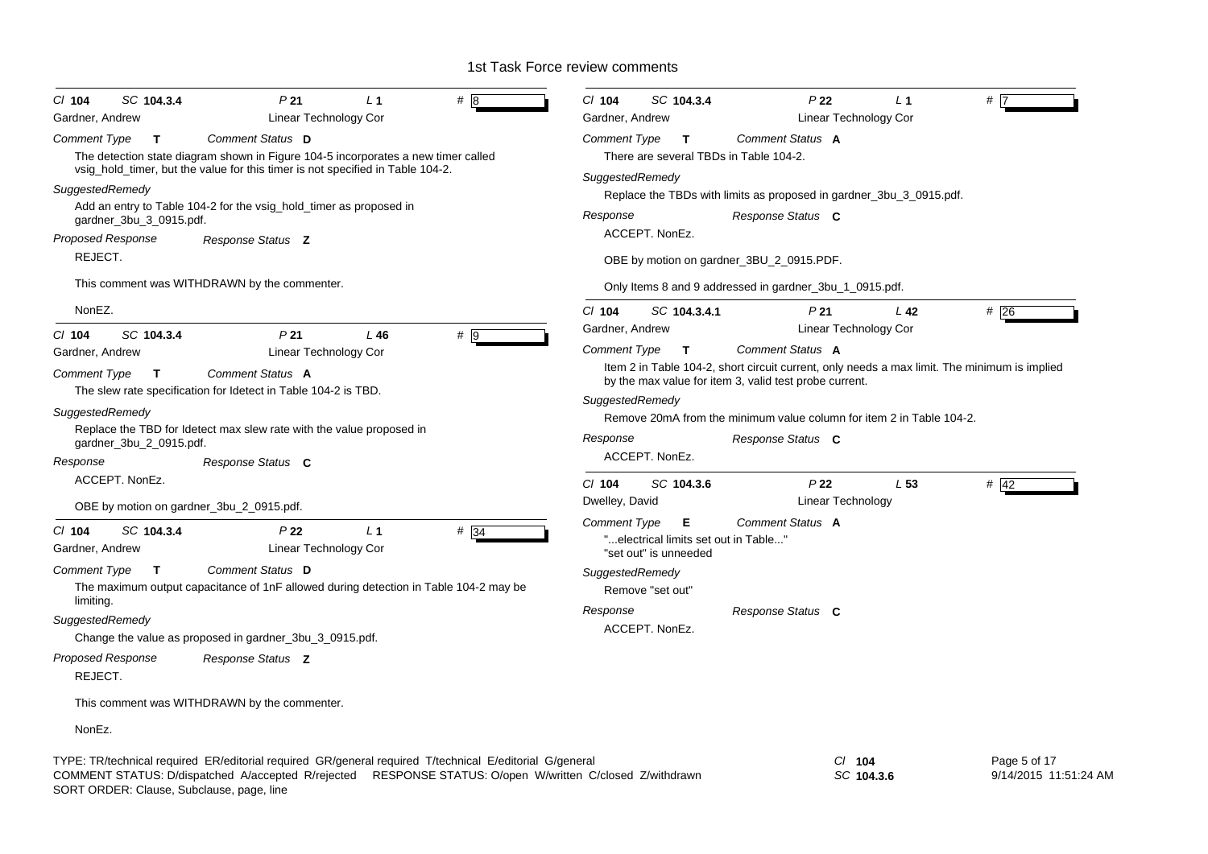# 1st Task Force review comments

---

Cl **104** SC **104.3.4** P **21** L **1** # 8

Gardner, Andrew — Linear Technology Cor

*Comment Type* **T** *Comment Status* **D**

The detection state diagram shown in Figure 104-5 incorporates a new timer called vsig_hold_timer, but the value for this timer is not specified in Table 104-2.

*SuggestedRemedy*

Add an entry to Table 104-2 for the vsig_hold_timer as proposed in gardner_3bu_3_0915.pdf.

*Proposed Response* *Response Status* **Z**

REJECT.

This comment was WITHDRAWN by the commenter.

NonEZ.

---

Cl **104** SC **104.3.4** P **21** L **46** # 9

Gardner, Andrew — Linear Technology Cor

*Comment Type* **T** *Comment Status* **A**

The slew rate specification for Idetect in Table 104-2 is TBD.

*SuggestedRemedy*

Replace the TBD for Idetect max slew rate with the value proposed in gardner_3bu_2_0915.pdf.

*Response* *Response Status* **C**

ACCEPT. NonEz.

OBE by motion on gardner_3bu_2_0915.pdf.

---

Cl **104** SC **104.3.4** P **22** L **1** # 34

Gardner, Andrew — Linear Technology Cor

*Comment Type* **T** *Comment Status* **D**

The maximum output capacitance of 1nF allowed during detection in Table 104-2 may be limiting.

*SuggestedRemedy*

Change the value as proposed in gardner_3bu_3_0915.pdf.

*Proposed Response* *Response Status* **Z**

REJECT.

This comment was WITHDRAWN by the commenter.

NonEz.

---

Cl **104** SC **104.3.4** P **22** L **1** # 7

Gardner, Andrew — Linear Technology Cor

*Comment Type* **T** *Comment Status* **A**

There are several TBDs in Table 104-2.

*SuggestedRemedy*

Replace the TBDs with limits as proposed in gardner_3bu_3_0915.pdf.

*Response* *Response Status* **C**

ACCEPT. NonEz.

OBE by motion on gardner_3BU_2_0915.PDF.

Only Items 8 and 9 addressed in gardner_3bu_1_0915.pdf.

---

Cl **104** SC **104.3.4.1** P **21** L **42** # 26

Gardner, Andrew — Linear Technology Cor

*Comment Type* **T** *Comment Status* **A**

Item 2 in Table 104-2, short circuit current, only needs a max limit. The minimum is implied by the max value for item 3, valid test probe current.

*SuggestedRemedy*

Remove 20mA from the minimum value column for item 2 in Table 104-2.

*Response* *Response Status* **C**

ACCEPT. NonEz.

---

Cl **104** SC **104.3.6** P **22** L **53** # 42

Dwelley, David — Linear Technology

*Comment Type* **E** *Comment Status* **A**

"...electrical limits set out in Table..."
"set out" is unneeded

*SuggestedRemedy*

Remove "set out"

*Response* *Response Status* **C**

ACCEPT. NonEz.

---

TYPE: TR/technical required ER/editorial required GR/general required T/technical E/editorial G/general
COMMENT STATUS: D/dispatched A/accepted R/rejected RESPONSE STATUS: O/open W/written C/closed Z/withdrawn
SORT ORDER: Clause, Subclause, page, line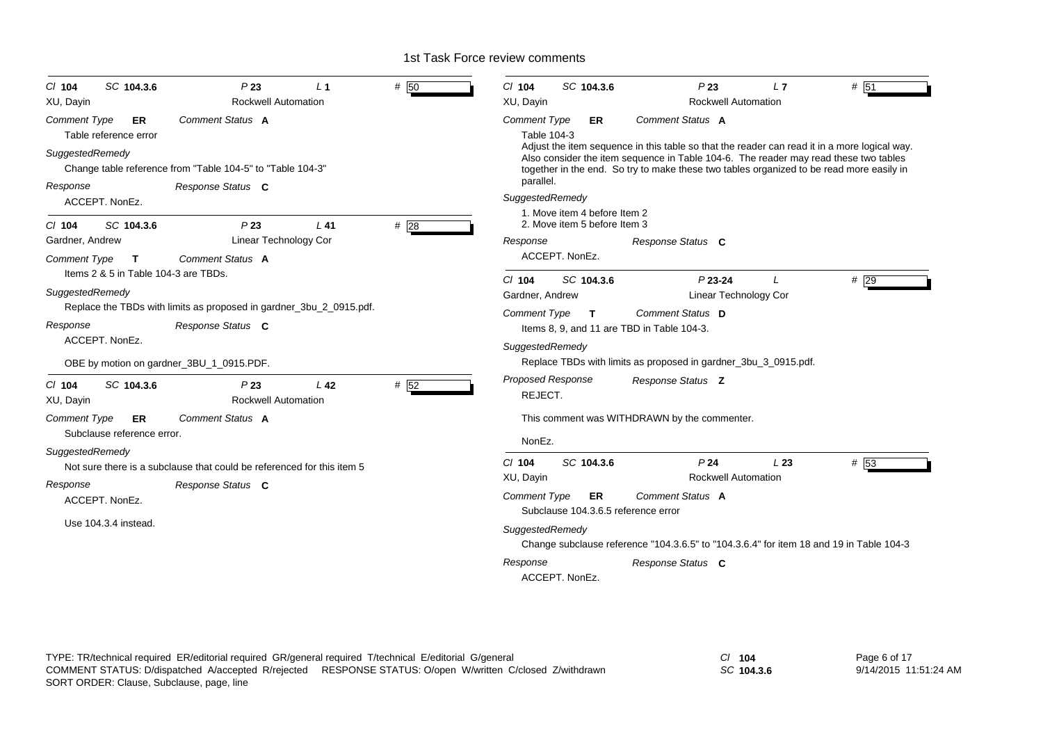| | | | | |
|---|---|---|---|---|
| Cl **104** | SC **104.3.6** | P **23** | L **1** | # 50 |
| XU, Dayin | | Rockwell Automation | | |

*Comment Type* **ER** *Comment Status* **A**

Table reference error

*SuggestedRemedy*

Change table reference from "Table 104-5" to "Table 104-3"

*Response* *Response Status* **C**

ACCEPT. NonEz.

---

| | | | | |
|---|---|---|---|---|
| Cl **104** | SC **104.3.6** | P **23** | L **41** | # 28 |
| Gardner, Andrew | | Linear Technology Cor | | |

*Comment Type* **T** *Comment Status* **A**

Items 2 & 5 in Table 104-3 are TBDs.

*SuggestedRemedy*

Replace the TBDs with limits as proposed in gardner_3bu_2_0915.pdf.

*Response* *Response Status* **C**

ACCEPT. NonEz.

OBE by motion on gardner_3BU_1_0915.PDF.

---

| | | | | |
|---|---|---|---|---|
| Cl **104** | SC **104.3.6** | P **23** | L **42** | # 52 |
| XU, Dayin | | Rockwell Automation | | |

*Comment Type* **ER** *Comment Status* **A**

Subclause reference error.

*SuggestedRemedy*

Not sure there is a subclause that could be referenced for this item 5

*Response* *Response Status* **C**

ACCEPT. NonEz.

Use 104.3.4 instead.

---

| | | | | |
|---|---|---|---|---|
| Cl **104** | SC **104.3.6** | P **23** | L **7** | # 51 |
| XU, Dayin | | Rockwell Automation | | |

*Comment Type* **ER** *Comment Status* **A**

Table 104-3

Adjust the item sequence in this table so that the reader can read it in a more logical way. Also consider the item sequence in Table 104-6. The reader may read these two tables together in the end. So try to make these two tables organized to be read more easily in parallel.

*SuggestedRemedy*

1. Move item 4 before Item 2
2. Move item 5 before Item 3

*Response* *Response Status* **C**

ACCEPT. NonEz.

---

| | | | | |
|---|---|---|---|---|
| Cl **104** | SC **104.3.6** | P **23-24** | L | # 29 |
| Gardner, Andrew | | Linear Technology Cor | | |

*Comment Type* **T** *Comment Status* **D**

Items 8, 9, and 11 are TBD in Table 104-3.

*SuggestedRemedy*

Replace TBDs with limits as proposed in gardner_3bu_3_0915.pdf.

*Proposed Response* *Response Status* **Z**

REJECT.

This comment was WITHDRAWN by the commenter.

NonEz.

---

| | | | | |
|---|---|---|---|---|
| Cl **104** | SC **104.3.6** | P **24** | L **23** | # 53 |
| XU, Dayin | | Rockwell Automation | | |

*Comment Type* **ER** *Comment Status* **A**

Subclause 104.3.6.5 reference error

*SuggestedRemedy*

Change subclause reference "104.3.6.5" to "104.3.6.4" for item 18 and 19 in Table 104-3

*Response* *Response Status* **C**

ACCEPT. NonEz.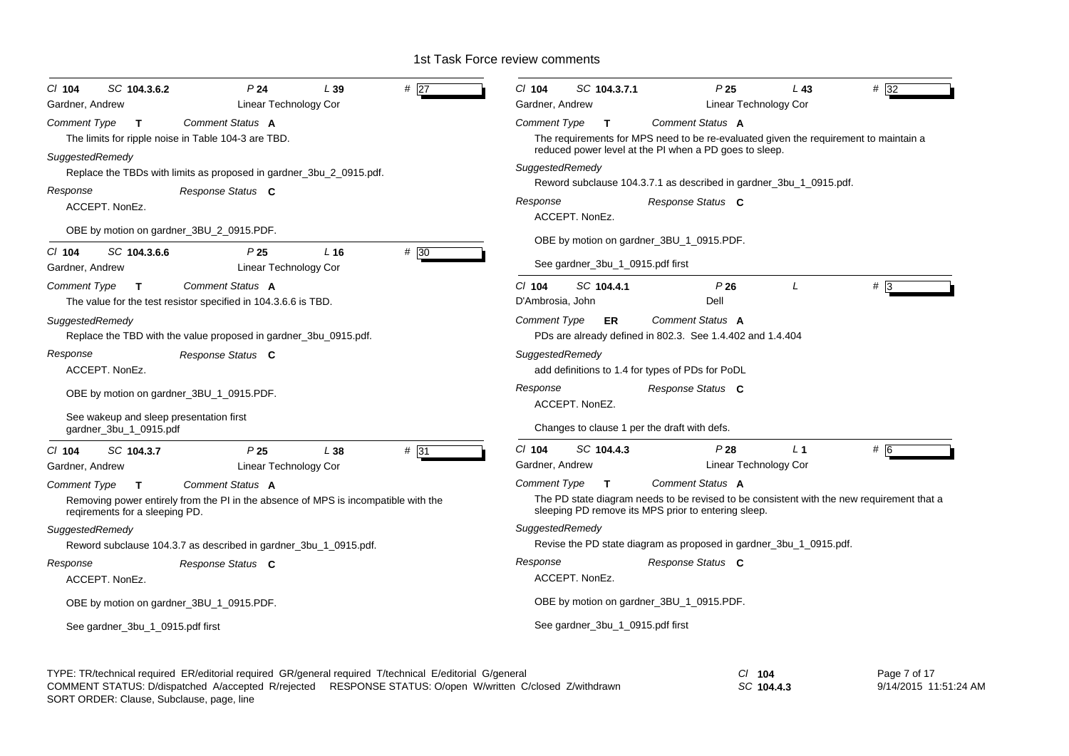# 1st Task Force review comments

**Cl 104 SC 104.3.6.2 P 24 L 39 # 27**
Gardner, Andrew — Linear Technology Cor

*Comment Type* **T** *Comment Status* **A**

The limits for ripple noise in Table 104-3 are TBD.

*SuggestedRemedy*

Replace the TBDs with limits as proposed in gardner_3bu_2_0915.pdf.

*Response* *Response Status* **C**

ACCEPT. NonEz.

OBE by motion on gardner_3BU_2_0915.PDF.

---

**Cl 104 SC 104.3.6.6 P 25 L 16 # 30**
Gardner, Andrew — Linear Technology Cor

*Comment Type* **T** *Comment Status* **A**

The value for the test resistor specified in 104.3.6.6 is TBD.

*SuggestedRemedy*

Replace the TBD with the value proposed in gardner_3bu_0915.pdf.

*Response* *Response Status* **C**

ACCEPT. NonEz.

OBE by motion on gardner_3BU_1_0915.PDF.

See wakeup and sleep presentation first
gardner_3bu_1_0915.pdf

---

**Cl 104 SC 104.3.7 P 25 L 38 # 31**
Gardner, Andrew — Linear Technology Cor

*Comment Type* **T** *Comment Status* **A**

Removing power entirely from the PI in the absence of MPS is incompatible with the reqirements for a sleeping PD.

*SuggestedRemedy*

Reword subclause 104.3.7 as described in gardner_3bu_1_0915.pdf.

*Response* *Response Status* **C**

ACCEPT. NonEz.

OBE by motion on gardner_3BU_1_0915.PDF.

See gardner_3bu_1_0915.pdf first

---

**Cl 104 SC 104.3.7.1 P 25 L 43 # 32**
Gardner, Andrew — Linear Technology Cor

*Comment Type* **T** *Comment Status* **A**

The requirements for MPS need to be re-evaluated given the requirement to maintain a reduced power level at the PI when a PD goes to sleep.

*SuggestedRemedy*

Reword subclause 104.3.7.1 as described in gardner_3bu_1_0915.pdf.

*Response* *Response Status* **C**

ACCEPT. NonEz.

OBE by motion on gardner_3BU_1_0915.PDF.

See gardner_3bu_1_0915.pdf first

---

**Cl 104 SC 104.4.1 P 26 L # 3**
D'Ambrosia, John — Dell

*Comment Type* **ER** *Comment Status* **A**

PDs are already defined in 802.3. See 1.4.402 and 1.4.404

*SuggestedRemedy*

add definitions to 1.4 for types of PDs for PoDL

*Response* *Response Status* **C**

ACCEPT. NonEZ.

Changes to clause 1 per the draft with defs.

---

**Cl 104 SC 104.4.3 P 28 L 1 # 6**
Gardner, Andrew — Linear Technology Cor

*Comment Type* **T** *Comment Status* **A**

The PD state diagram needs to be revised to be consistent with the new requirement that a sleeping PD remove its MPS prior to entering sleep.

*SuggestedRemedy*

Revise the PD state diagram as proposed in gardner_3bu_1_0915.pdf.

*Response* *Response Status* **C**

ACCEPT. NonEz.

OBE by motion on gardner_3BU_1_0915.PDF.

See gardner_3bu_1_0915.pdf first

---

TYPE: TR/technical required ER/editorial required GR/general required T/technical E/editorial G/general
COMMENT STATUS: D/dispatched A/accepted R/rejected RESPONSE STATUS: O/open W/written C/closed Z/withdrawn
SORT ORDER: Clause, Subclause, page, line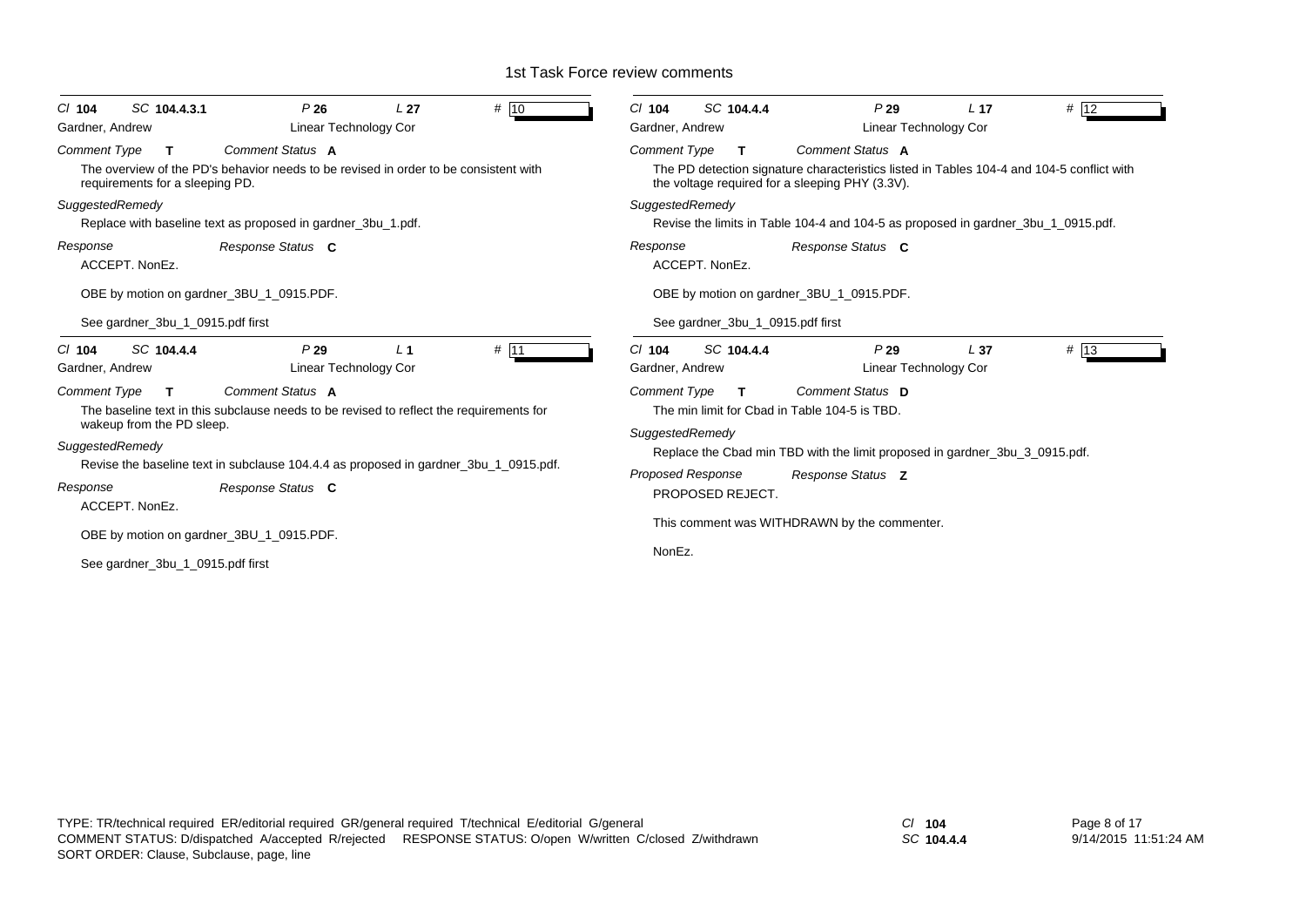# 1st Task Force review comments

**Cl 104 SC 104.4.3.1 P 26 L 27 # 10**

Gardner, Andrew — Linear Technology Cor

*Comment Type* **T** *Comment Status* **A**

The overview of the PD's behavior needs to be revised in order to be consistent with requirements for a sleeping PD.

*SuggestedRemedy*

Replace with baseline text as proposed in gardner_3bu_1.pdf.

*Response* *Response Status* **C**

ACCEPT. NonEz.

OBE by motion on gardner_3BU_1_0915.PDF.

See gardner_3bu_1_0915.pdf first

---

**Cl 104 SC 104.4.4 P 29 L 1 # 11**

Gardner, Andrew — Linear Technology Cor

*Comment Type* **T** *Comment Status* **A**

The baseline text in this subclause needs to be revised to reflect the requirements for wakeup from the PD sleep.

*SuggestedRemedy*

Revise the baseline text in subclause 104.4.4 as proposed in gardner_3bu_1_0915.pdf.

*Response* *Response Status* **C**

ACCEPT. NonEz.

OBE by motion on gardner_3BU_1_0915.PDF.

See gardner_3bu_1_0915.pdf first

---

**Cl 104 SC 104.4.4 P 29 L 17 # 12**

Gardner, Andrew — Linear Technology Cor

*Comment Type* **T** *Comment Status* **A**

The PD detection signature characteristics listed in Tables 104-4 and 104-5 conflict with the voltage required for a sleeping PHY (3.3V).

*SuggestedRemedy*

Revise the limits in Table 104-4 and 104-5 as proposed in gardner_3bu_1_0915.pdf.

*Response* *Response Status* **C**

ACCEPT. NonEz.

OBE by motion on gardner_3BU_1_0915.PDF.

See gardner_3bu_1_0915.pdf first

---

**Cl 104 SC 104.4.4 P 29 L 37 # 13**

Gardner, Andrew — Linear Technology Cor

*Comment Type* **T** *Comment Status* **D**

The min limit for Cbad in Table 104-5 is TBD.

*SuggestedRemedy*

Replace the Cbad min TBD with the limit proposed in gardner_3bu_3_0915.pdf.

*Proposed Response* *Response Status* **Z**

PROPOSED REJECT.

This comment was WITHDRAWN by the commenter.

NonEz.

---

TYPE: TR/technical required ER/editorial required GR/general required T/technical E/editorial G/general
COMMENT STATUS: D/dispatched A/accepted R/rejected RESPONSE STATUS: O/open W/written C/closed Z/withdrawn
SORT ORDER: Clause, Subclause, page, line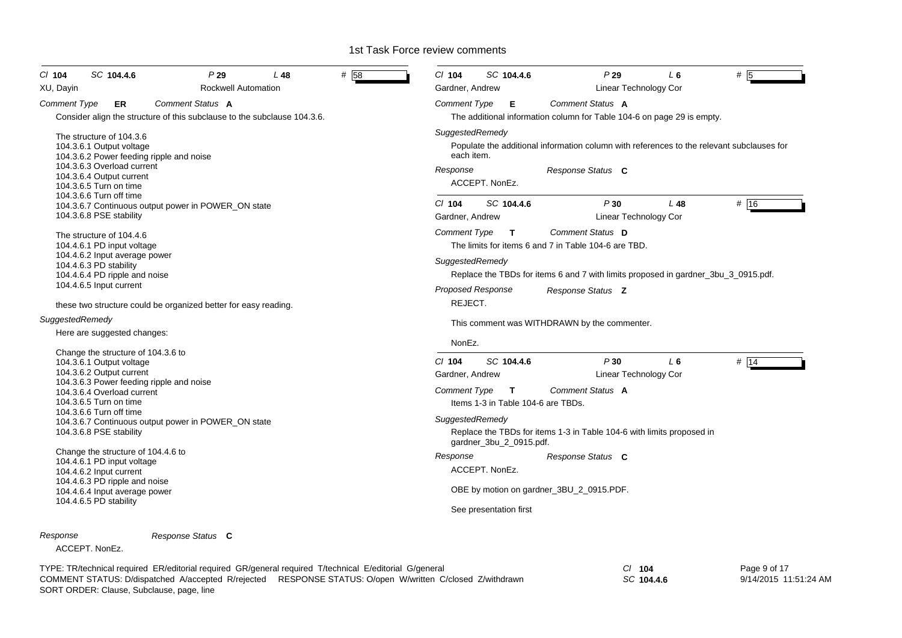# 1st Task Force review comments

**Cl** 104 **SC** 104.4.6 **P** 29 **L** 48 **#** 58

XU, Dayin — Rockwell Automation

*Comment Type* **ER** *Comment Status* **A**

Consider align the structure of this subclause to the subclause 104.3.6.

The structure of 104.3.6
104.3.6.1 Output voltage
104.3.6.2 Power feeding ripple and noise
104.3.6.3 Overload current
104.3.6.4 Output current
104.3.6.5 Turn on time
104.3.6.6 Turn off time
104.3.6.7 Continuous output power in POWER_ON state
104.3.6.8 PSE stability

The structure of 104.4.6
104.4.6.1 PD input voltage
104.4.6.2 Input average power
104.4.6.3 PD stability
104.4.6.4 PD ripple and noise
104.4.6.5 Input current

these two structure could be organized better for easy reading.

*SuggestedRemedy*

Here are suggested changes:

Change the structure of 104.3.6 to
104.3.6.1 Output voltage
104.3.6.2 Output current
104.3.6.3 Power feeding ripple and noise
104.3.6.4 Overload current
104.3.6.5 Turn on time
104.3.6.6 Turn off time
104.3.6.7 Continuous output power in POWER_ON state
104.3.6.8 PSE stability

Change the structure of 104.4.6 to
104.4.6.1 PD input voltage
104.4.6.2 Input current
104.4.6.3 PD ripple and noise
104.4.6.4 Input average power
104.4.6.5 PD stability

*Response* *Response Status* **C**

ACCEPT. NonEz.

---

**Cl** 104 **SC** 104.4.6 **P** 29 **L** 6 **#** 5

Gardner, Andrew — Linear Technology Cor

*Comment Type* **E** *Comment Status* **A**

The additional information column for Table 104-6 on page 29 is empty.

*SuggestedRemedy*

Populate the additional information column with references to the relevant subclauses for each item.

*Response* *Response Status* **C**

ACCEPT. NonEz.

---

**Cl** 104 **SC** 104.4.6 **P** 30 **L** 48 **#** 16

Gardner, Andrew — Linear Technology Cor

*Comment Type* **T** *Comment Status* **D**

The limits for items 6 and 7 in Table 104-6 are TBD.

*SuggestedRemedy*

Replace the TBDs for items 6 and 7 with limits proposed in gardner_3bu_3_0915.pdf.

*Proposed Response* *Response Status* **Z**

REJECT.

This comment was WITHDRAWN by the commenter.

NonEz.

---

**Cl** 104 **SC** 104.4.6 **P** 30 **L** 6 **#** 14

Gardner, Andrew — Linear Technology Cor

*Comment Type* **T** *Comment Status* **A**

Items 1-3 in Table 104-6 are TBDs.

*SuggestedRemedy*

Replace the TBDs for items 1-3 in Table 104-6 with limits proposed in gardner_3bu_2_0915.pdf.

*Response* *Response Status* **C**

ACCEPT. NonEz.

OBE by motion on gardner_3BU_2_0915.PDF.

See presentation first

---

TYPE: TR/technical required ER/editorial required GR/general required T/technical E/editorial G/general
COMMENT STATUS: D/dispatched A/accepted R/rejected RESPONSE STATUS: O/open W/written C/closed Z/withdrawn
SORT ORDER: Clause, Subclause, page, line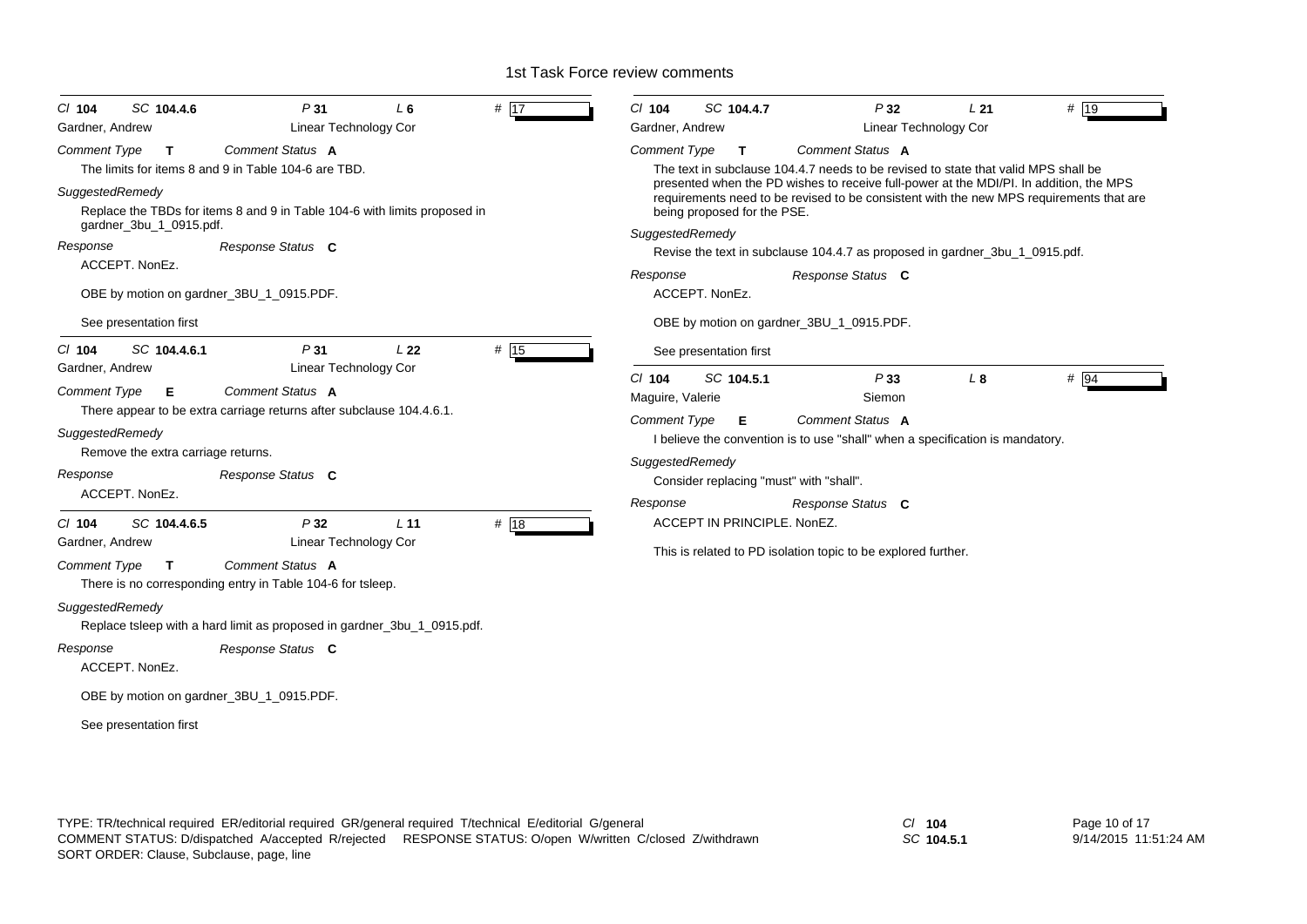# 1st Task Force review comments

**Cl** 104 **SC** 104.4.6 **P** 31 **L** 6 **#** 17

Gardner, Andrew — Linear Technology Cor

*Comment Type* **T** *Comment Status* **A**

The limits for items 8 and 9 in Table 104-6 are TBD.

*SuggestedRemedy*

Replace the TBDs for items 8 and 9 in Table 104-6 with limits proposed in gardner_3bu_1_0915.pdf.

*Response* *Response Status* **C**

ACCEPT. NonEz.

OBE by motion on gardner_3BU_1_0915.PDF.

See presentation first

---

**Cl** 104 **SC** 104.4.6.1 **P** 31 **L** 22 **#** 15

Gardner, Andrew — Linear Technology Cor

*Comment Type* **E** *Comment Status* **A**

There appear to be extra carriage returns after subclause 104.4.6.1.

*SuggestedRemedy*

Remove the extra carriage returns.

*Response* *Response Status* **C**

ACCEPT. NonEz.

---

**Cl** 104 **SC** 104.4.6.5 **P** 32 **L** 11 **#** 18

Gardner, Andrew — Linear Technology Cor

*Comment Type* **T** *Comment Status* **A**

There is no corresponding entry in Table 104-6 for tsleep.

*SuggestedRemedy*

Replace tsleep with a hard limit as proposed in gardner_3bu_1_0915.pdf.

*Response* *Response Status* **C**

ACCEPT. NonEz.

OBE by motion on gardner_3BU_1_0915.PDF.

See presentation first

---

**Cl** 104 **SC** 104.4.7 **P** 32 **L** 21 **#** 19

Gardner, Andrew — Linear Technology Cor

*Comment Type* **T** *Comment Status* **A**

The text in subclause 104.4.7 needs to be revised to state that valid MPS shall be presented when the PD wishes to receive full-power at the MDI/PI. In addition, the MPS requirements need to be revised to be consistent with the new MPS requirements that are being proposed for the PSE.

*SuggestedRemedy*

Revise the text in subclause 104.4.7 as proposed in gardner_3bu_1_0915.pdf.

*Response* *Response Status* **C**

ACCEPT. NonEz.

OBE by motion on gardner_3BU_1_0915.PDF.

See presentation first

---

**Cl** 104 **SC** 104.5.1 **P** 33 **L** 8 **#** 94

Maguire, Valerie — Siemon

*Comment Type* **E** *Comment Status* **A**

I believe the convention is to use "shall" when a specification is mandatory.

*SuggestedRemedy*

Consider replacing "must" with "shall".

*Response* *Response Status* **C**

ACCEPT IN PRINCIPLE. NonEZ.

This is related to PD isolation topic to be explored further.

---

TYPE: TR/technical required ER/editorial required GR/general required T/technical E/editorial G/general
COMMENT STATUS: D/dispatched A/accepted R/rejected RESPONSE STATUS: O/open W/written C/closed Z/withdrawn
SORT ORDER: Clause, Subclause, page, line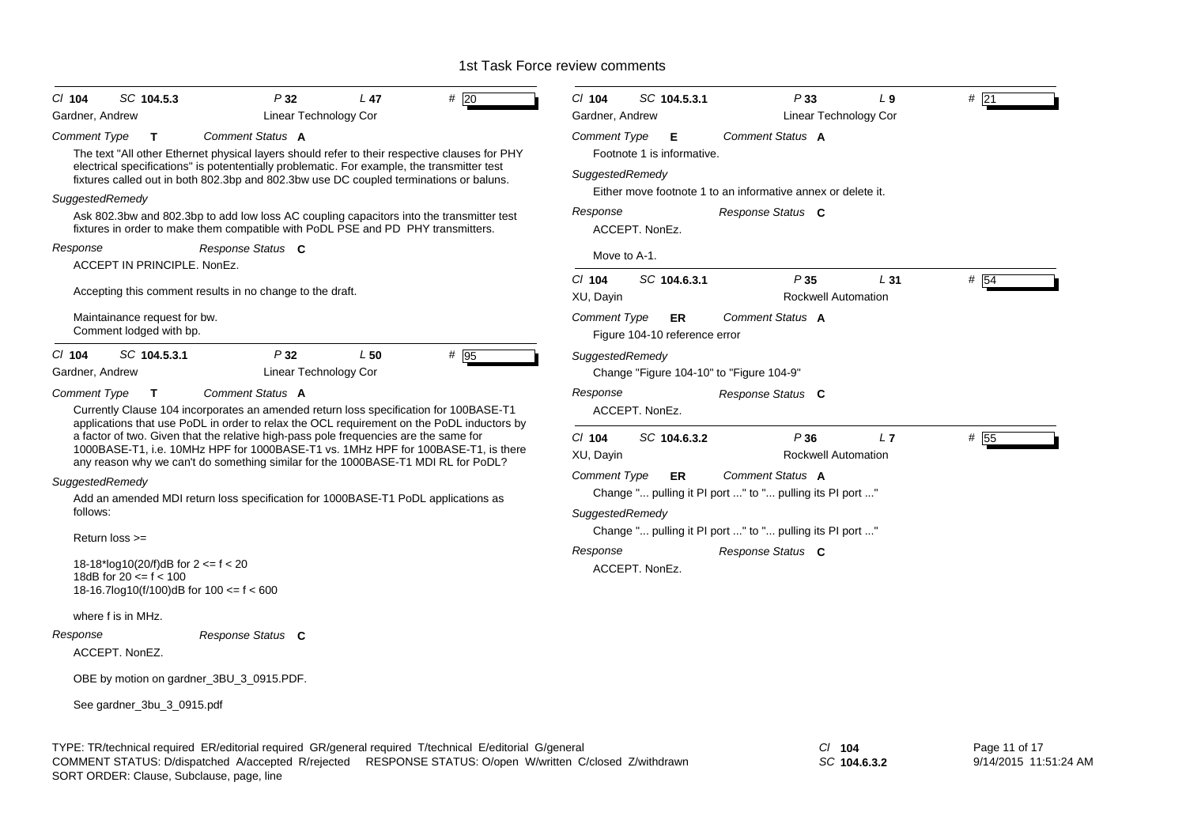| *Cl* **104** | *SC* **104.5.3** | *P* **32** | *L* **47** | # 20 |
|---|---|---|---|---|
| Gardner, Andrew | | Linear Technology Cor | | |

*Comment Type* **T** *Comment Status* **A**

The text "All other Ethernet physical layers should refer to their respective clauses for PHY electrical specifications" is potentially problematic. For example, the transmitter test fixtures called out in both 802.3bp and 802.3bw use DC coupled terminations or baluns.

*SuggestedRemedy*

Ask 802.3bw and 802.3bp to add low loss AC coupling capacitors into the transmitter test fixtures in order to make them compatible with PoDL PSE and PD PHY transmitters.

*Response* *Response Status* **C**

ACCEPT IN PRINCIPLE. NonEz.

Accepting this comment results in no change to the draft.

Maintainance request for bw.
Comment lodged with bp.

---

| *Cl* **104** | *SC* **104.5.3.1** | *P* **32** | *L* **50** | # 95 |
|---|---|---|---|---|
| Gardner, Andrew | | Linear Technology Cor | | |

*Comment Type* **T** *Comment Status* **A**

Currently Clause 104 incorporates an amended return loss specification for 100BASE-T1 applications that use PoDL in order to relax the OCL requirement on the PoDL inductors by a factor of two. Given that the relative high-pass pole frequencies are the same for 1000BASE-T1, i.e. 10MHz HPF for 1000BASE-T1 vs. 1MHz HPF for 100BASE-T1, is there any reason why we can't do something similar for the 1000BASE-T1 MDI RL for PoDL?

*SuggestedRemedy*

Add an amended MDI return loss specification for 1000BASE-T1 PoDL applications as follows:

Return loss >=

18-18*log10(20/f)dB for 2 <= f < 20
18dB for 20 <= f < 100
18-16.7log10(f/100)dB for 100 <= f < 600

where f is in MHz.

*Response* *Response Status* **C**

ACCEPT. NonEZ.

OBE by motion on gardner_3BU_3_0915.PDF.

See gardner_3bu_3_0915.pdf

---

| *Cl* **104** | *SC* **104.5.3.1** | *P* **33** | *L* **9** | # 21 |
|---|---|---|---|---|
| Gardner, Andrew | | Linear Technology Cor | | |

*Comment Type* **E** *Comment Status* **A**

Footnote 1 is informative.

*SuggestedRemedy*

Either move footnote 1 to an informative annex or delete it.

*Response* *Response Status* **C**

ACCEPT. NonEz.

Move to A-1.

---

| *Cl* **104** | *SC* **104.6.3.1** | *P* **35** | *L* **31** | # 54 |
|---|---|---|---|---|
| XU, Dayin | | Rockwell Automation | | |

*Comment Type* **ER** *Comment Status* **A**

Figure 104-10 reference error

*SuggestedRemedy*

Change "Figure 104-10" to "Figure 104-9"

*Response* *Response Status* **C**

ACCEPT. NonEz.

---

| *Cl* **104** | *SC* **104.6.3.2** | *P* **36** | *L* **7** | # 55 |
|---|---|---|---|---|
| XU, Dayin | | Rockwell Automation | | |

*Comment Type* **ER** *Comment Status* **A**

Change "... pulling it PI port ..." to "... pulling its PI port ..."

*SuggestedRemedy*

Change "... pulling it PI port ..." to "... pulling its PI port ..."

*Response* *Response Status* **C**

ACCEPT. NonEz.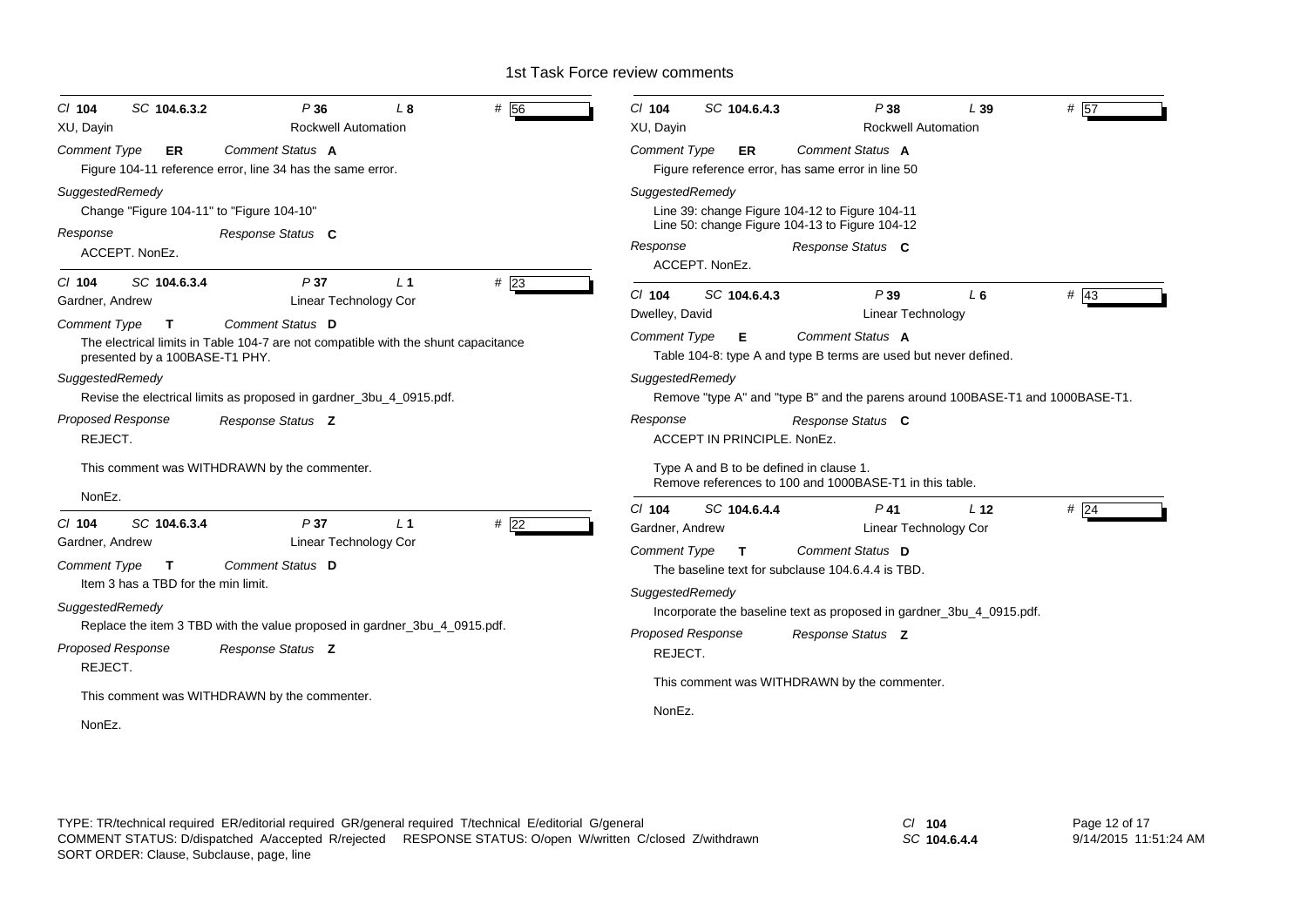# 1st Task Force review comments

**Cl** 104 **SC** 104.6.3.2 **P** 36 **L** 8 **#** 56

XU, Dayin — Rockwell Automation

*Comment Type* **ER** *Comment Status* **A**

Figure 104-11 reference error, line 34 has the same error.

*SuggestedRemedy*

Change "Figure 104-11" to "Figure 104-10"

*Response* *Response Status* **C**

ACCEPT. NonEz.

---

**Cl** 104 **SC** 104.6.3.4 **P** 37 **L** 1 **#** 23

Gardner, Andrew — Linear Technology Cor

*Comment Type* **T** *Comment Status* **D**

The electrical limits in Table 104-7 are not compatible with the shunt capacitance presented by a 100BASE-T1 PHY.

*SuggestedRemedy*

Revise the electrical limits as proposed in gardner_3bu_4_0915.pdf.

*Proposed Response* *Response Status* **Z**

REJECT.

This comment was WITHDRAWN by the commenter.

NonEz.

---

**Cl** 104 **SC** 104.6.3.4 **P** 37 **L** 1 **#** 22

Gardner, Andrew — Linear Technology Cor

*Comment Type* **T** *Comment Status* **D**

Item 3 has a TBD for the min limit.

*SuggestedRemedy*

Replace the item 3 TBD with the value proposed in gardner_3bu_4_0915.pdf.

*Proposed Response* *Response Status* **Z**

REJECT.

This comment was WITHDRAWN by the commenter.

NonEz.

---

**Cl** 104 **SC** 104.6.4.3 **P** 38 **L** 39 **#** 57

XU, Dayin — Rockwell Automation

*Comment Type* **ER** *Comment Status* **A**

Figure reference error, has same error in line 50

*SuggestedRemedy*

Line 39: change Figure 104-12 to Figure 104-11
Line 50: change Figure 104-13 to Figure 104-12

*Response* *Response Status* **C**

ACCEPT. NonEz.

---

**Cl** 104 **SC** 104.6.4.3 **P** 39 **L** 6 **#** 43

Dwelley, David — Linear Technology

*Comment Type* **E** *Comment Status* **A**

Table 104-8: type A and type B terms are used but never defined.

*SuggestedRemedy*

Remove "type A" and "type B" and the parens around 100BASE-T1 and 1000BASE-T1.

*Response* *Response Status* **C**

ACCEPT IN PRINCIPLE. NonEz.

Type A and B to be defined in clause 1.
Remove references to 100 and 1000BASE-T1 in this table.

---

**Cl** 104 **SC** 104.6.4.4 **P** 41 **L** 12 **#** 24

Gardner, Andrew — Linear Technology Cor

*Comment Type* **T** *Comment Status* **D**

The baseline text for subclause 104.6.4.4 is TBD.

*SuggestedRemedy*

Incorporate the baseline text as proposed in gardner_3bu_4_0915.pdf.

*Proposed Response* *Response Status* **Z**

REJECT.

This comment was WITHDRAWN by the commenter.

NonEz.

---

TYPE: TR/technical required ER/editorial required GR/general required T/technical E/editorial G/general
COMMENT STATUS: D/dispatched A/accepted R/rejected RESPONSE STATUS: O/open W/written C/closed Z/withdrawn
SORT ORDER: Clause, Subclause, page, line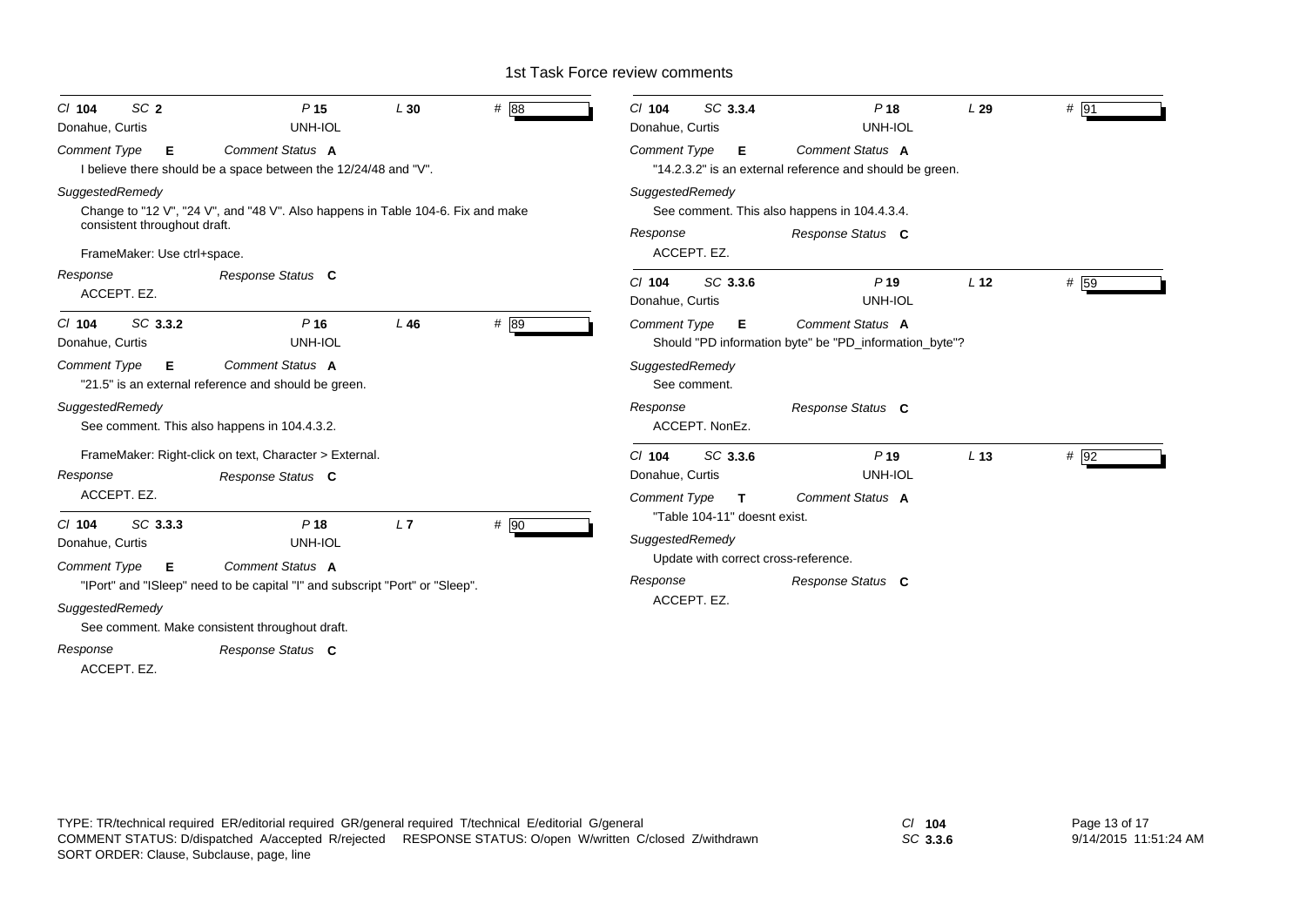# 1st Task Force review comments

**Cl 104 SC 2 P 15 L 30 # 88**
Donahue, Curtis — UNH-IOL

*Comment Type* **E** *Comment Status* **A**

I believe there should be a space between the 12/24/48 and "V".

*SuggestedRemedy*

Change to "12 V", "24 V", and "48 V". Also happens in Table 104-6. Fix and make consistent throughout draft.

FrameMaker: Use ctrl+space.

*Response* *Response Status* **C**

ACCEPT. EZ.

---

**Cl 104 SC 3.3.2 P 16 L 46 # 89**
Donahue, Curtis — UNH-IOL

*Comment Type* **E** *Comment Status* **A**

"21.5" is an external reference and should be green.

*SuggestedRemedy*

See comment. This also happens in 104.4.3.2.

FrameMaker: Right-click on text, Character > External.

*Response* *Response Status* **C**

ACCEPT. EZ.

---

**Cl 104 SC 3.3.3 P 18 L 7 # 90**
Donahue, Curtis — UNH-IOL

*Comment Type* **E** *Comment Status* **A**

"IPort" and "ISleep" need to be capital "I" and subscript "Port" or "Sleep".

*SuggestedRemedy*

See comment. Make consistent throughout draft.

*Response* *Response Status* **C**

ACCEPT. EZ.

---

**Cl 104 SC 3.3.4 P 18 L 29 # 91**
Donahue, Curtis — UNH-IOL

*Comment Type* **E** *Comment Status* **A**

"14.2.3.2" is an external reference and should be green.

*SuggestedRemedy*

See comment. This also happens in 104.4.3.4.

*Response* *Response Status* **C**

ACCEPT. EZ.

---

**Cl 104 SC 3.3.6 P 19 L 12 # 59**
Donahue, Curtis — UNH-IOL

*Comment Type* **E** *Comment Status* **A**

Should "PD information byte" be "PD_information_byte"?

*SuggestedRemedy*

See comment.

*Response* *Response Status* **C**

ACCEPT. NonEz.

---

**Cl 104 SC 3.3.6 P 19 L 13 # 92**
Donahue, Curtis — UNH-IOL

*Comment Type* **T** *Comment Status* **A**

"Table 104-11" doesnt exist.

*SuggestedRemedy*

Update with correct cross-reference.

*Response* *Response Status* **C**

ACCEPT. EZ.

---

TYPE: TR/technical required ER/editorial required GR/general required T/technical E/editorial G/general
COMMENT STATUS: D/dispatched A/accepted R/rejected RESPONSE STATUS: O/open W/written C/closed Z/withdrawn
SORT ORDER: Clause, Subclause, page, line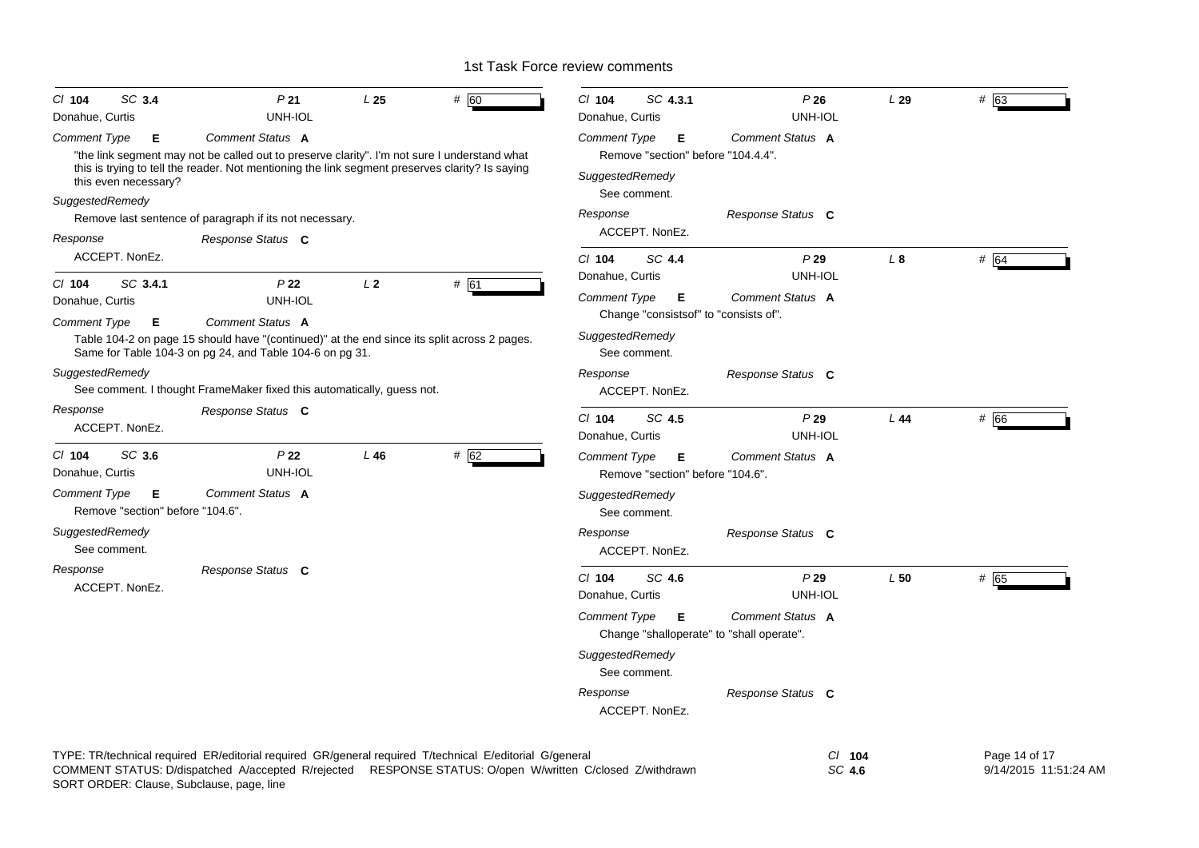# 1st Task Force review comments

*Cl* **104** *SC* **3.4** *P* **21** *L* **25** # 60
Donahue, Curtis UNH-IOL

*Comment Type* **E** *Comment Status* **A**

"the link segment may not be called out to preserve clarity". I'm not sure I understand what this is trying to tell the reader. Not mentioning the link segment preserves clarity? Is saying this even necessary?

*SuggestedRemedy*

Remove last sentence of paragraph if its not necessary.

*Response* *Response Status* **C**

ACCEPT. NonEz.

---

*Cl* **104** *SC* **3.4.1** *P* **22** *L* **2** # 61
Donahue, Curtis UNH-IOL

*Comment Type* **E** *Comment Status* **A**

Table 104-2 on page 15 should have "(continued)" at the end since its split across 2 pages. Same for Table 104-3 on pg 24, and Table 104-6 on pg 31.

*SuggestedRemedy*

See comment. I thought FrameMaker fixed this automatically, guess not.

*Response* *Response Status* **C**

ACCEPT. NonEz.

---

*Cl* **104** *SC* **3.6** *P* **22** *L* **46** # 62
Donahue, Curtis UNH-IOL

*Comment Type* **E** *Comment Status* **A**

Remove "section" before "104.6".

*SuggestedRemedy*

See comment.

*Response* *Response Status* **C**

ACCEPT. NonEz.

---

*Cl* **104** *SC* **4.3.1** *P* **26** *L* **29** # 63
Donahue, Curtis UNH-IOL

*Comment Type* **E** *Comment Status* **A**

Remove "section" before "104.4.4".

*SuggestedRemedy*

See comment.

*Response* *Response Status* **C**

ACCEPT. NonEz.

---

*Cl* **104** *SC* **4.4** *P* **29** *L* **8** # 64
Donahue, Curtis UNH-IOL

*Comment Type* **E** *Comment Status* **A**

Change "consistsof" to "consists of".

*SuggestedRemedy*

See comment.

*Response* *Response Status* **C**

ACCEPT. NonEz.

---

*Cl* **104** *SC* **4.5** *P* **29** *L* **44** # 66
Donahue, Curtis UNH-IOL

*Comment Type* **E** *Comment Status* **A**

Remove "section" before "104.6".

*SuggestedRemedy*

See comment.

*Response* *Response Status* **C**

ACCEPT. NonEz.

---

*Cl* **104** *SC* **4.6** *P* **29** *L* **50** # 65
Donahue, Curtis UNH-IOL

*Comment Type* **E** *Comment Status* **A**

Change "shalloperate" to "shall operate".

*SuggestedRemedy*

See comment.

*Response* *Response Status* **C**

ACCEPT. NonEz.

---

TYPE: TR/technical required ER/editorial required GR/general required T/technical E/editorial G/general
COMMENT STATUS: D/dispatched A/accepted R/rejected RESPONSE STATUS: O/open W/written C/closed Z/withdrawn
SORT ORDER: Clause, Subclause, page, line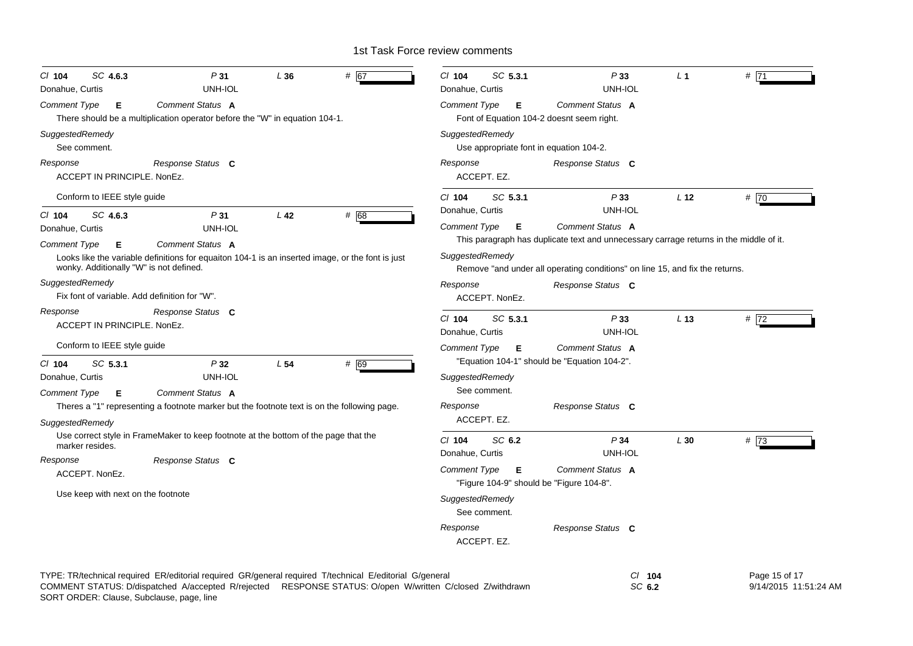# 1st Task Force review comments

---

**Cl** 104 **SC** 4.6.3 **P** 31 **L** 36 **#** 67

Donahue, Curtis — UNH-IOL

*Comment Type* **E** *Comment Status* **A**

There should be a multiplication operator before the "W" in equation 104-1.

*SuggestedRemedy*

See comment.

*Response* *Response Status* **C**

ACCEPT IN PRINCIPLE. NonEz.

Conform to IEEE style guide

---

**Cl** 104 **SC** 4.6.3 **P** 31 **L** 42 **#** 68

Donahue, Curtis — UNH-IOL

*Comment Type* **E** *Comment Status* **A**

Looks like the variable definitions for equaiton 104-1 is an inserted image, or the font is just wonky. Additionally "W" is not defined.

*SuggestedRemedy*

Fix font of variable. Add definition for "W".

*Response* *Response Status* **C**

ACCEPT IN PRINCIPLE. NonEz.

Conform to IEEE style guide

---

**Cl** 104 **SC** 5.3.1 **P** 32 **L** 54 **#** 69

Donahue, Curtis — UNH-IOL

*Comment Type* **E** *Comment Status* **A**

Theres a "1" representing a footnote marker but the footnote text is on the following page.

*SuggestedRemedy*

Use correct style in FrameMaker to keep footnote at the bottom of the page that the marker resides.

*Response* *Response Status* **C**

ACCEPT. NonEz.

Use keep with next on the footnote

---

**Cl** 104 **SC** 5.3.1 **P** 33 **L** 1 **#** 71

Donahue, Curtis — UNH-IOL

*Comment Type* **E** *Comment Status* **A**

Font of Equation 104-2 doesnt seem right.

*SuggestedRemedy*

Use appropriate font in equation 104-2.

*Response* *Response Status* **C**

ACCEPT. EZ.

---

**Cl** 104 **SC** 5.3.1 **P** 33 **L** 12 **#** 70

Donahue, Curtis — UNH-IOL

*Comment Type* **E** *Comment Status* **A**

This paragraph has duplicate text and unnecessary carrage returns in the middle of it.

*SuggestedRemedy*

Remove "and under all operating conditions" on line 15, and fix the returns.

*Response* *Response Status* **C**

ACCEPT. NonEz.

---

**Cl** 104 **SC** 5.3.1 **P** 33 **L** 13 **#** 72

Donahue, Curtis — UNH-IOL

*Comment Type* **E** *Comment Status* **A**

"Equation 104-1" should be "Equation 104-2".

*SuggestedRemedy*

See comment.

*Response* *Response Status* **C**

ACCEPT. EZ.

---

**Cl** 104 **SC** 6.2 **P** 34 **L** 30 **#** 73

Donahue, Curtis — UNH-IOL

*Comment Type* **E** *Comment Status* **A**

"Figure 104-9" should be "Figure 104-8".

*SuggestedRemedy*

See comment.

*Response* *Response Status* **C**

ACCEPT. EZ.

---

TYPE: TR/technical required ER/editorial required GR/general required T/technical E/editorial G/general
COMMENT STATUS: D/dispatched A/accepted R/rejected RESPONSE STATUS: O/open W/written C/closed Z/withdrawn
SORT ORDER: Clause, Subclause, page, line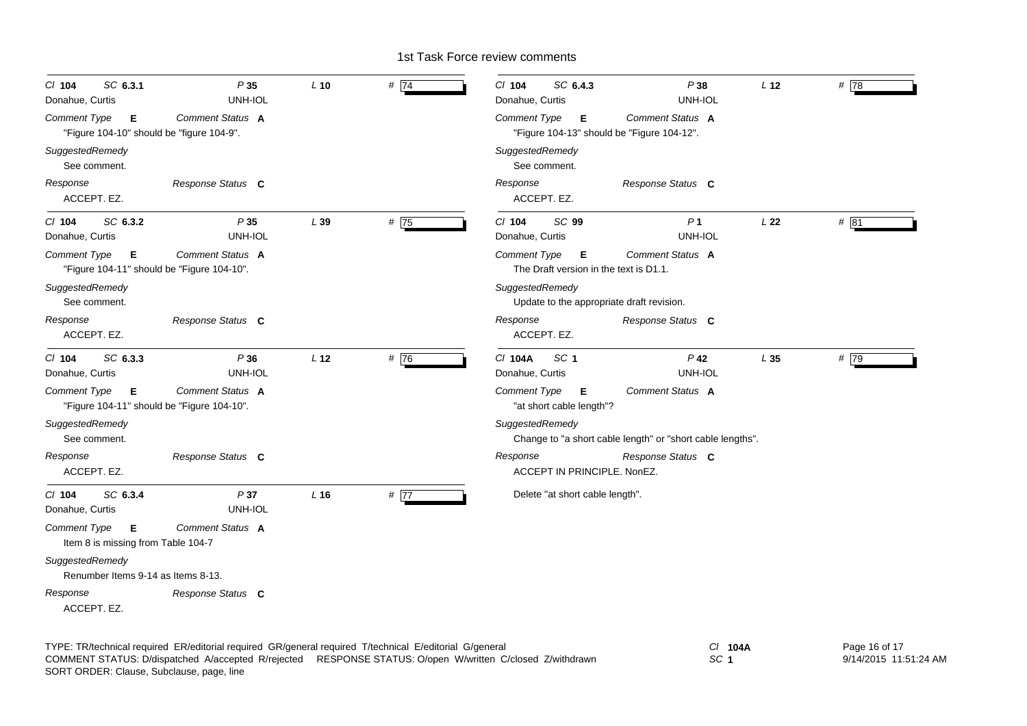# 1st Task Force review comments

---

*Cl* **104** *SC* **6.3.1** *P* **35** *L* **10** # 74
Donahue, Curtis UNH-IOL

*Comment Type* **E** *Comment Status* **A**

"Figure 104-10" should be "figure 104-9".

*SuggestedRemedy*

See comment.

*Response* *Response Status* **C**

ACCEPT. EZ.

---

*Cl* **104** *SC* **6.3.2** *P* **35** *L* **39** # 75
Donahue, Curtis UNH-IOL

*Comment Type* **E** *Comment Status* **A**

"Figure 104-11" should be "Figure 104-10".

*SuggestedRemedy*

See comment.

*Response* *Response Status* **C**

ACCEPT. EZ.

---

*Cl* **104** *SC* **6.3.3** *P* **36** *L* **12** # 76
Donahue, Curtis UNH-IOL

*Comment Type* **E** *Comment Status* **A**

"Figure 104-11" should be "Figure 104-10".

*SuggestedRemedy*

See comment.

*Response* *Response Status* **C**

ACCEPT. EZ.

---

*Cl* **104** *SC* **6.3.4** *P* **37** *L* **16** # 77
Donahue, Curtis UNH-IOL

*Comment Type* **E** *Comment Status* **A**

Item 8 is missing from Table 104-7

*SuggestedRemedy*

Renumber Items 9-14 as Items 8-13.

*Response* *Response Status* **C**

ACCEPT. EZ.

---

*Cl* **104** *SC* **6.4.3** *P* **38** *L* **12** # 78
Donahue, Curtis UNH-IOL

*Comment Type* **E** *Comment Status* **A**

"Figure 104-13" should be "Figure 104-12".

*SuggestedRemedy*

See comment.

*Response* *Response Status* **C**

ACCEPT. EZ.

---

*Cl* **104** *SC* **99** *P* **1** *L* **22** # 81
Donahue, Curtis UNH-IOL

*Comment Type* **E** *Comment Status* **A**

The Draft version in the text is D1.1.

*SuggestedRemedy*

Update to the appropriate draft revision.

*Response* *Response Status* **C**

ACCEPT. EZ.

---

*Cl* **104A** *SC* **1** *P* **42** *L* **35** # 79
Donahue, Curtis UNH-IOL

*Comment Type* **E** *Comment Status* **A**

"at short cable length"?

*SuggestedRemedy*

Change to "a short cable length" or "short cable lengths".

*Response* *Response Status* **C**

ACCEPT IN PRINCIPLE. NonEZ.

Delete "at short cable length".

---

TYPE: TR/technical required ER/editorial required GR/general required T/technical E/editorial G/general
COMMENT STATUS: D/dispatched A/accepted R/rejected RESPONSE STATUS: O/open W/written C/closed Z/withdrawn
SORT ORDER: Clause, Subclause, page, line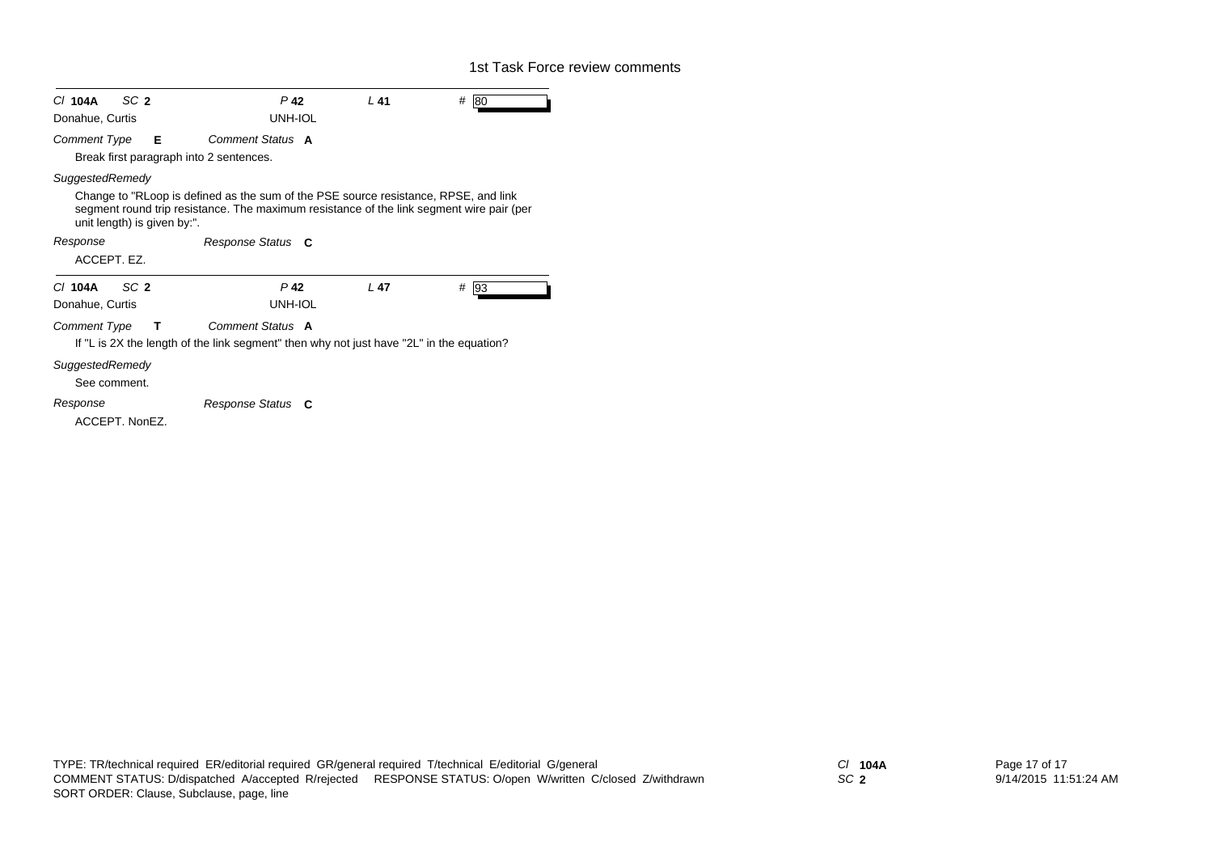Cl **104A** SC **2** P **42** L **41** # 80

Donahue, Curtis UNH-IOL

*Comment Type* **E** *Comment Status* **A**

Break first paragraph into 2 sentences.

*SuggestedRemedy*

Change to "RLoop is defined as the sum of the PSE source resistance, RPSE, and link segment round trip resistance. The maximum resistance of the link segment wire pair (per unit length) is given by:".

*Response* *Response Status* **C**

ACCEPT. EZ.

---

Cl **104A** SC **2** P **42** L **47** # 93

Donahue, Curtis UNH-IOL

*Comment Type* **T** *Comment Status* **A**

If "L is 2X the length of the link segment" then why not just have "2L" in the equation?

*SuggestedRemedy*

See comment.

*Response* *Response Status* **C**

ACCEPT. NonEZ.

---

TYPE: TR/technical required ER/editorial required GR/general required T/technical E/editorial G/general
COMMENT STATUS: D/dispatched A/accepted R/rejected RESPONSE STATUS: O/open W/written C/closed Z/withdrawn
SORT ORDER: Clause, Subclause, page, line